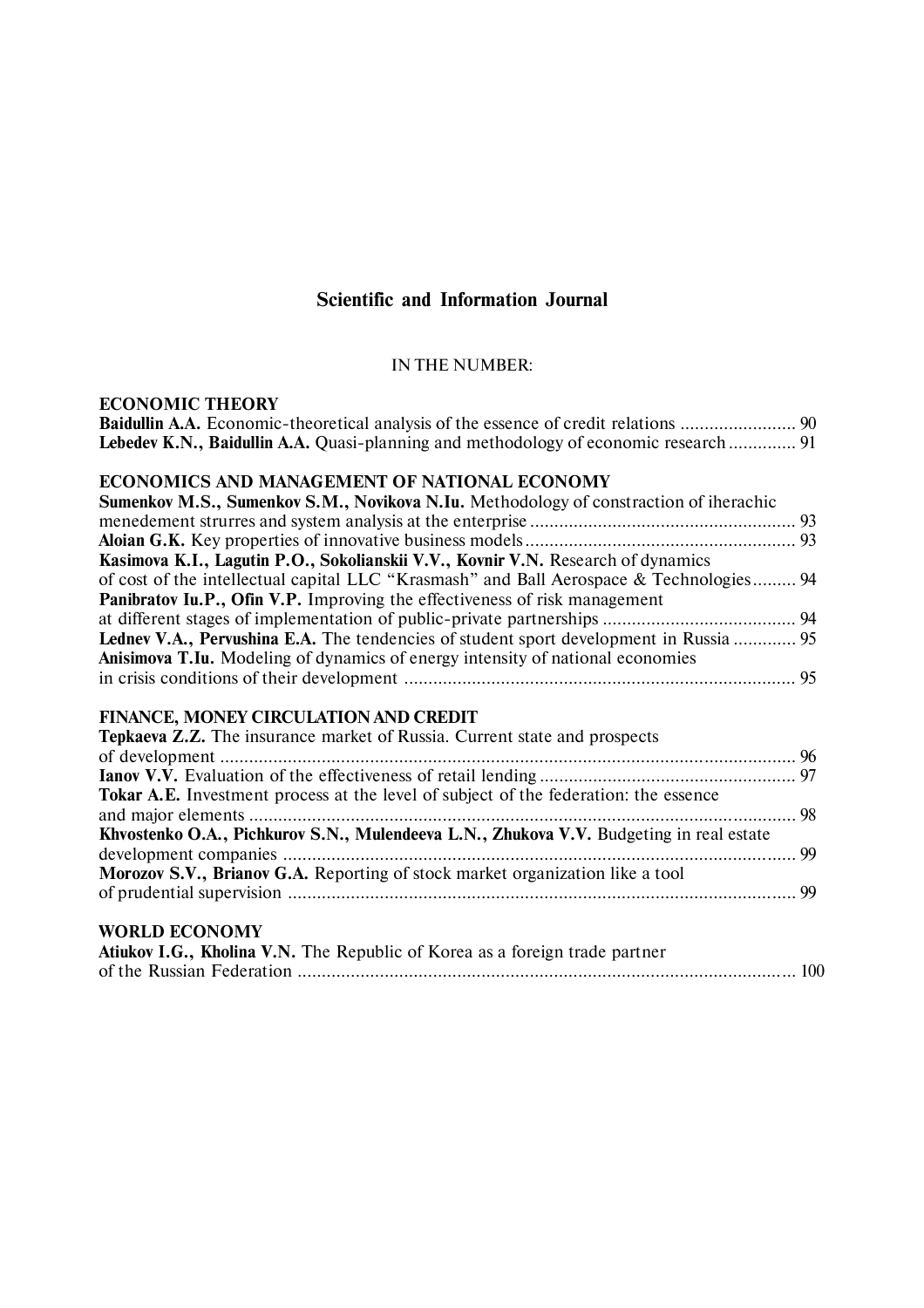# Scientific and Information Journal

IN THE NUMBER:

## ECONOMIC THEORY

**Baidullin A.A.** Economic-theoretical analysis of the essence of credit relations ........................ 90

**Lebedev K.N., Baidullin A.A.** Quasi-planning and methodology of economic research .............. 91

## ECONOMICS AND MANAGEMENT OF NATIONAL ECONOMY

**Sumenkov M.S., Sumenkov S.M., Novikova N.Iu.** Methodology of constraction of iherachic menedement strurres and system analysis at the enterprise ....................................................... 93

**Aloian G.K.** Key properties of innovative business models ........................................................ 93

**Kasimova K.I., Lagutin P.O., Sokolianskii V.V., Kovnir V.N.** Research of dynamics of cost of the intellectual capital LLC "Krasmash" and Ball Aerospace & Technologies ......... 94

**Panibratov Iu.P., Ofin V.P.** Improving the effectiveness of risk management at different stages of implementation of public-private partnerships ........................................ 94

**Lednev V.A., Pervushina E.A.** The tendencies of student sport development in Russia ............. 95

**Anisimova T.Iu.** Modeling of dynamics of energy intensity of national economies in crisis conditions of their development ................................................................................ 95

## FINANCE, MONEY CIRCULATION AND CREDIT

**Tepkaeva Z.Z.** The insurance market of Russia. Current state and prospects of development ....................................................................................................................... 96

**Ianov V.V.** Evaluation of the effectiveness of retail lending ..................................................... 97

**Tokar A.E.** Investment process at the level of subject of the federation: the essence and major elements ................................................................................................................. 98

**Khvostenko O.A., Pichkurov S.N., Mulendeeva L.N., Zhukova V.V.** Budgeting in real estate development companies ........................................................................................................... 99

**Morozov S.V., Brianov G.A.** Reporting of stock market organization like a tool of prudential supervision ......................................................................................................... 99

## WORLD ECONOMY

**Atiukov I.G., Kholina V.N.** The Republic of Korea as a foreign trade partner of the Russian Federation ....................................................................................................... 100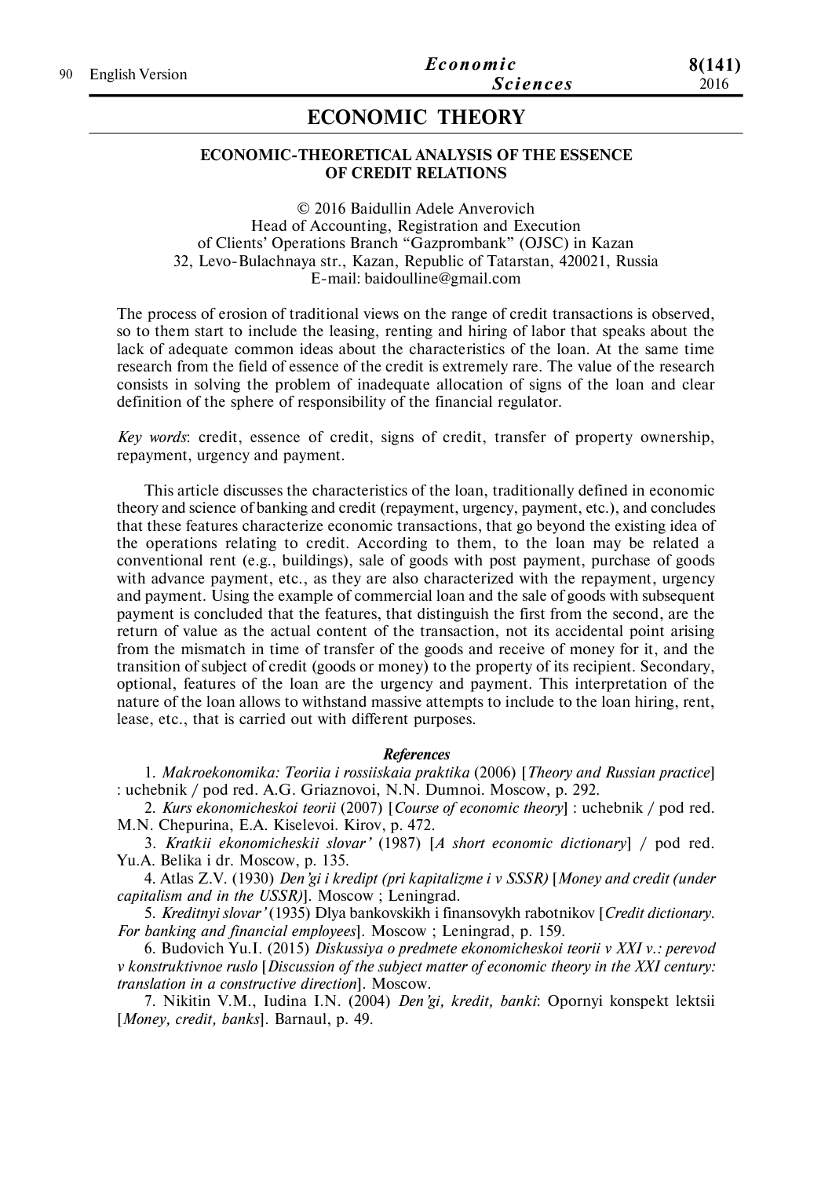# ECONOMIC THEORY

## ECONOMIC-THEORETICAL ANALYSIS OF THE ESSENCE OF CREDIT RELATIONS

© 2016 Baidullin Adele Anverovich
Head of Accounting, Registration and Execution
of Clients' Operations Branch "Gazprombank" (OJSC) in Kazan
32, Levo-Bulachnaya str., Kazan, Republic of Tatarstan, 420021, Russia
E-mail: baidoulline@gmail.com

The process of erosion of traditional views on the range of credit transactions is observed, so to them start to include the leasing, renting and hiring of labor that speaks about the lack of adequate common ideas about the characteristics of the loan. At the same time research from the field of essence of the credit is extremely rare. The value of the research consists in solving the problem of inadequate allocation of signs of the loan and clear definition of the sphere of responsibility of the financial regulator.

*Key words*: credit, essence of credit, signs of credit, transfer of property ownership, repayment, urgency and payment.

This article discusses the characteristics of the loan, traditionally defined in economic theory and science of banking and credit (repayment, urgency, payment, etc.), and concludes that these features characterize economic transactions, that go beyond the existing idea of the operations relating to credit. According to them, to the loan may be related a conventional rent (e.g., buildings), sale of goods with post payment, purchase of goods with advance payment, etc., as they are also characterized with the repayment, urgency and payment. Using the example of commercial loan and the sale of goods with subsequent payment is concluded that the features, that distinguish the first from the second, are the return of value as the actual content of the transaction, not its accidental point arising from the mismatch in time of transfer of the goods and receive of money for it, and the transition of subject of credit (goods or money) to the property of its recipient. Secondary, optional, features of the loan are the urgency and payment. This interpretation of the nature of the loan allows to withstand massive attempts to include to the loan hiring, rent, lease, etc., that is carried out with different purposes.

### *References*

1. *Makroekonomika: Teoriia i rossiiskaia praktika* (2006) [*Theory and Russian practice*] : uchebnik / pod red. A.G. Griaznovoi, N.N. Dumnoi. Moscow, p. 292.
2. *Kurs ekonomicheskoi teorii* (2007) [*Course of economic theory*] : uchebnik / pod red. M.N. Chepurina, E.A. Kiselevoi. Kirov, p. 472.
3. *Kratkii ekonomicheskii slovar'* (1987) [*A short economic dictionary*] / pod red. Yu.A. Belika i dr. Moscow, p. 135.
4. Atlas Z.V. (1930) *Den'gi i kredipt (pri kapitalizme i v SSSR)* [*Money and credit (under capitalism and in the USSR)*]. Moscow ; Leningrad.
5. *Kreditnyi slovar'* (1935) Dlya bankovskikh i finansovykh rabotnikov [*Credit dictionary. For banking and financial employees*]. Moscow ; Leningrad, p. 159.
6. Budovich Yu.I. (2015) *Diskussiya o predmete ekonomicheskoi teorii v XXI v.: perevod v konstruktivnoe ruslo* [*Discussion of the subject matter of economic theory in the XXI century: translation in a constructive direction*]. Moscow.
7. Nikitin V.M., Iudina I.N. (2004) *Den'gi, kredit, banki*: Opornyi konspekt lektsii [*Money, credit, banks*]. Barnaul, p. 49.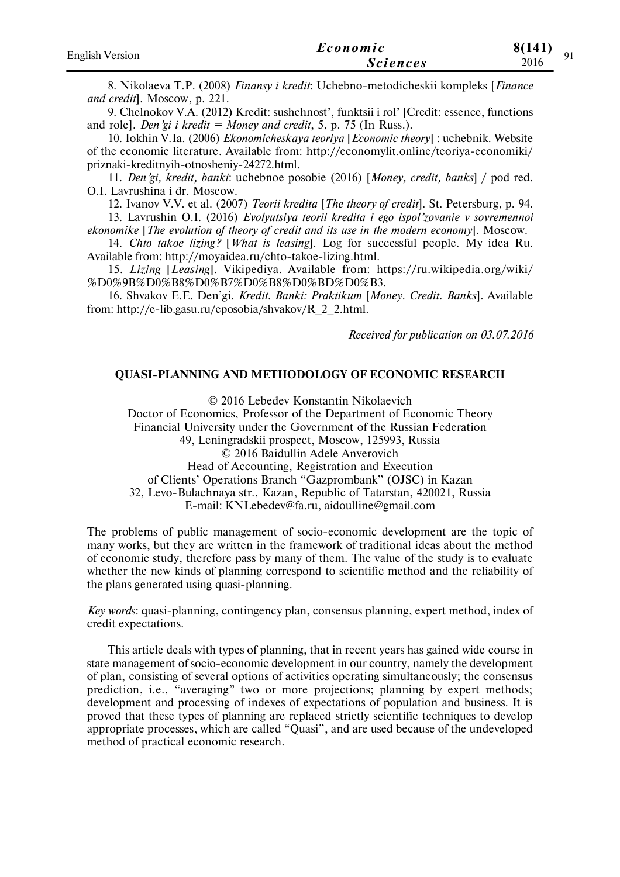8. Nikolaeva T.P. (2008) *Finansy i kredit*: Uchebno-metodicheskii kompleks [*Finance and credit*]. Moscow, p. 221.

9. Chelnokov V.A. (2012) Kredit: sushchnost', funktsii i rol' [Credit: essence, functions and role]. *Den'gi i kredit = Money and credit*, 5, p. 75 (In Russ.).

10. Iokhin V.Ia. (2006) *Ekonomicheskaya teoriya* [*Economic theory*] : uchebnik. Website of the economic literature. Available from: http://economylit.online/teoriya-economiki/priznaki-kreditnyih-otnosheniy-24272.html.

11. *Den'gi, kredit, banki*: uchebnoe posobie (2016) [*Money, credit, banks*] / pod red. O.I. Lavrushina i dr. Moscow.

12. Ivanov V.V. et al. (2007) *Teorii kredita* [*The theory of credit*]. St. Petersburg, p. 94.

13. Lavrushin O.I. (2016) *Evolyutsiya teorii kredita i ego ispol'zovanie v sovremennoi ekonomike* [*The evolution of theory of credit and its use in the modern economy*]. Moscow.

14. *Chto takoe lizing?* [*What is leasing*]. Log for successful people. My idea Ru. Available from: http://moyaidea.ru/chto-takoe-lizing.html.

15. *Lizing* [*Leasing*]. Vikipediya. Available from: https://ru.wikipedia.org/wiki/%D0%9B%D0%B8%D0%B7%D0%B8%D0%BD%D0%B3.

16. Shvakov E.E. Den'gi. *Kredit. Banki: Praktikum* [*Money. Credit. Banks*]. Available from: http://e-lib.gasu.ru/eposobia/shvakov/R_2_2.html.

*Received for publication on 03.07.2016*

## QUASI-PLANNING AND METHODOLOGY OF ECONOMIC RESEARCH

© 2016 Lebedev Konstantin Nikolaevich
Doctor of Economics, Professor of the Department of Economic Theory
Financial University under the Government of the Russian Federation
49, Leningradskii prospect, Moscow, 125993, Russia
© 2016 Baidullin Adele Anverovich
Head of Accounting, Registration and Execution
of Clients' Operations Branch "Gazprombank" (OJSC) in Kazan
32, Levo-Bulachnaya str., Kazan, Republic of Tatarstan, 420021, Russia
E-mail: KNLebedev@fa.ru, aidoulline@gmail.com

The problems of public management of socio-economic development are the topic of many works, but they are written in the framework of traditional ideas about the method of economic study, therefore pass by many of them. The value of the study is to evaluate whether the new kinds of planning correspond to scientific method and the reliability of the plans generated using quasi-planning.

*Key words*: quasi-planning, contingency plan, consensus planning, expert method, index of credit expectations.

This article deals with types of planning, that in recent years has gained wide course in state management of socio-economic development in our country, namely the development of plan, consisting of several options of activities operating simultaneously; the consensus prediction, i.e., "averaging" two or more projections; planning by expert methods; development and processing of indexes of expectations of population and business. It is proved that these types of planning are replaced strictly scientific techniques to develop appropriate processes, which are called "Quasi", and are used because of the undeveloped method of practical economic research.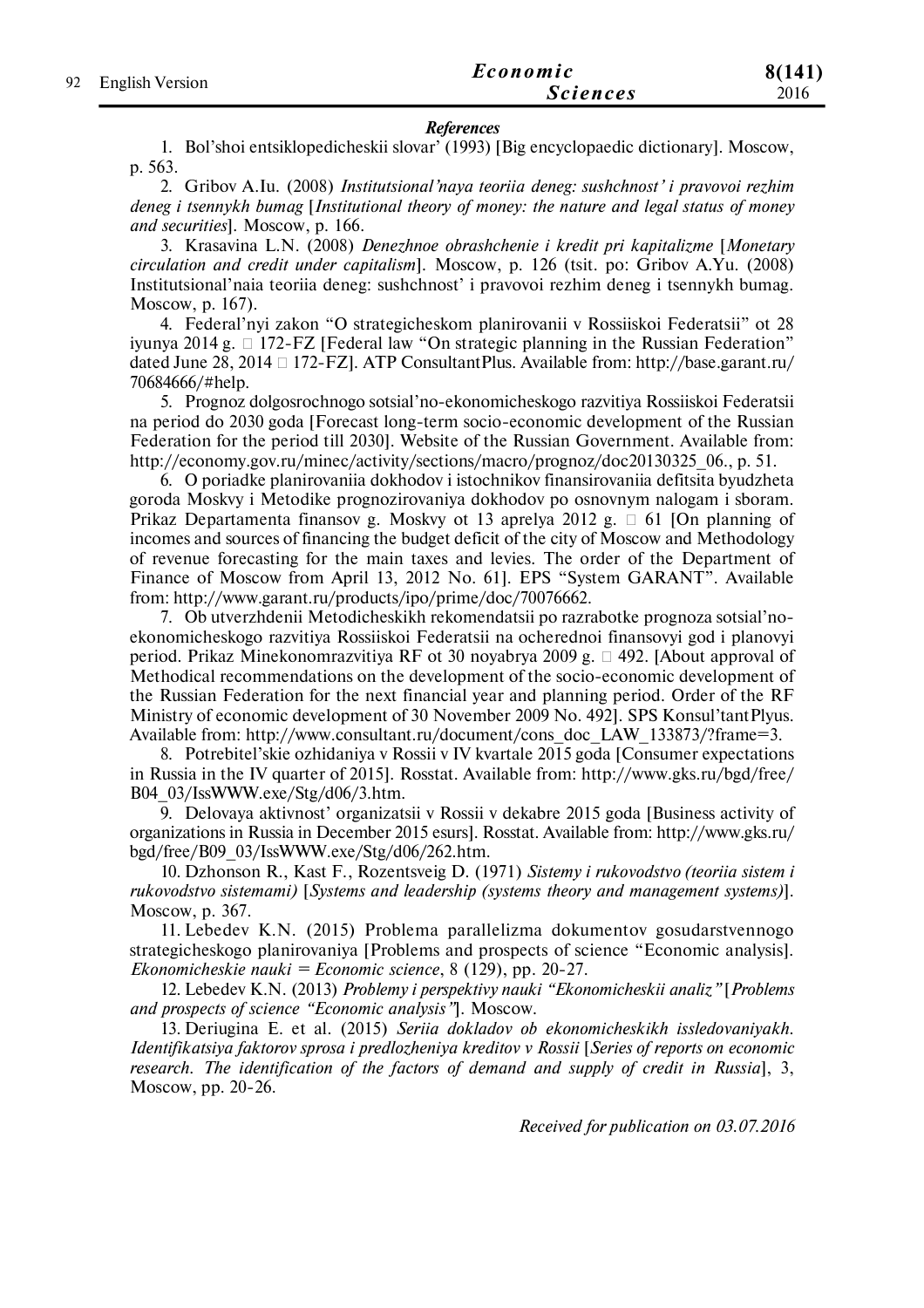### *References*

1. Bol'shoi entsiklopedicheskii slovar' (1993) [Big encyclopaedic dictionary]. Moscow, p. 563.

2. Gribov A.Iu. (2008) *Institutsional'naya teoriia deneg: sushchnost' i pravovoi rezhim deneg i tsennykh bumag* [*Institutional theory of money: the nature and legal status of money and securities*]. Moscow, p. 166.

3. Krasavina L.N. (2008) *Denezhnoe obrashchenie i kredit pri kapitalizme* [*Monetary circulation and credit under capitalism*]. Moscow, p. 126 (tsit. po: Gribov A.Yu. (2008) Institutsional'naia teoriia deneg: sushchnost' i pravovoi rezhim deneg i tsennykh bumag. Moscow, p. 167).

4. Federal'nyi zakon "O strategicheskom planirovanii v Rossiiskoi Federatsii" ot 28 iyunya 2014 g. □ 172-FZ [Federal law "On strategic planning in the Russian Federation" dated June 28, 2014 □ 172-FZ]. ATP ConsultantPlus. Available from: http://base.garant.ru/70684666/#help.

5. Prognoz dolgosrochnogo sotsial'no-ekonomicheskogo razvitiya Rossiiskoi Federatsii na period do 2030 goda [Forecast long-term socio-economic development of the Russian Federation for the period till 2030]. Website of the Russian Government. Available from: http://economy.gov.ru/minec/activity/sections/macro/prognoz/doc20130325_06., p. 51.

6. O poriadke planirovaniia dokhodov i istochnikov finansirovaniia defitsita byudzheta goroda Moskvy i Metodike prognozirovaniya dokhodov po osnovnym nalogam i sboram. Prikaz Departamenta finansov g. Moskvy ot 13 aprelya 2012 g. □ 61 [On planning of incomes and sources of financing the budget deficit of the city of Moscow and Methodology of revenue forecasting for the main taxes and levies. The order of the Department of Finance of Moscow from April 13, 2012 No. 61]. EPS "System GARANT". Available from: http://www.garant.ru/products/ipo/prime/doc/70076662.

7. Ob utverzhdenii Metodicheskikh rekomendatsii po razrabotke prognoza sotsial'no-ekonomicheskogo razvitiya Rossiiskoi Federatsii na ocherednoi finansovyi god i planovyi period. Prikaz Minekonomrazvitiya RF ot 30 noyabrya 2009 g. □ 492. [About approval of Methodical recommendations on the development of the socio-economic development of the Russian Federation for the next financial year and planning period. Order of the RF Ministry of economic development of 30 November 2009 No. 492]. SPS Konsul'tantPlyus. Available from: http://www.consultant.ru/document/cons_doc_LAW_133873/?frame=3.

8. Potrebitel'skie ozhidaniya v Rossii v IV kvartale 2015 goda [Consumer expectations in Russia in the IV quarter of 2015]. Rosstat. Available from: http://www.gks.ru/bgd/free/B04_03/IssWWW.exe/Stg/d06/3.htm.

9. Delovaya aktivnost' organizatsii v Rossii v dekabre 2015 goda [Business activity of organizations in Russia in December 2015 esurs]. Rosstat. Available from: http://www.gks.ru/bgd/free/B09_03/IssWWW.exe/Stg/d06/262.htm.

10. Dzhonson R., Kast F., Rozentsveig D. (1971) *Sistemy i rukovodstvo (teoriia sistem i rukovodstvo sistemami)* [*Systems and leadership (systems theory and management systems)*]. Moscow, p. 367.

11. Lebedev K.N. (2015) Problema parallelizma dokumentov gosudarstvennogo strategicheskogo planirovaniya [Problems and prospects of science "Economic analysis]. *Ekonomicheskie nauki = Economic science*, 8 (129), pp. 20-27.

12. Lebedev K.N. (2013) *Problemy i perspektivy nauki "Ekonomicheskii analiz"* [*Problems and prospects of science "Economic analysis"*]. Moscow.

13. Deriugina E. et al. (2015) *Seriia dokladov ob ekonomicheskikh issledovaniyakh. Identifikatsiya faktorov sprosa i predlozheniya kreditov v Rossii* [*Series of reports on economic research. The identification of the factors of demand and supply of credit in Russia*], 3, Moscow, pp. 20-26.

*Received for publication on 03.07.2016*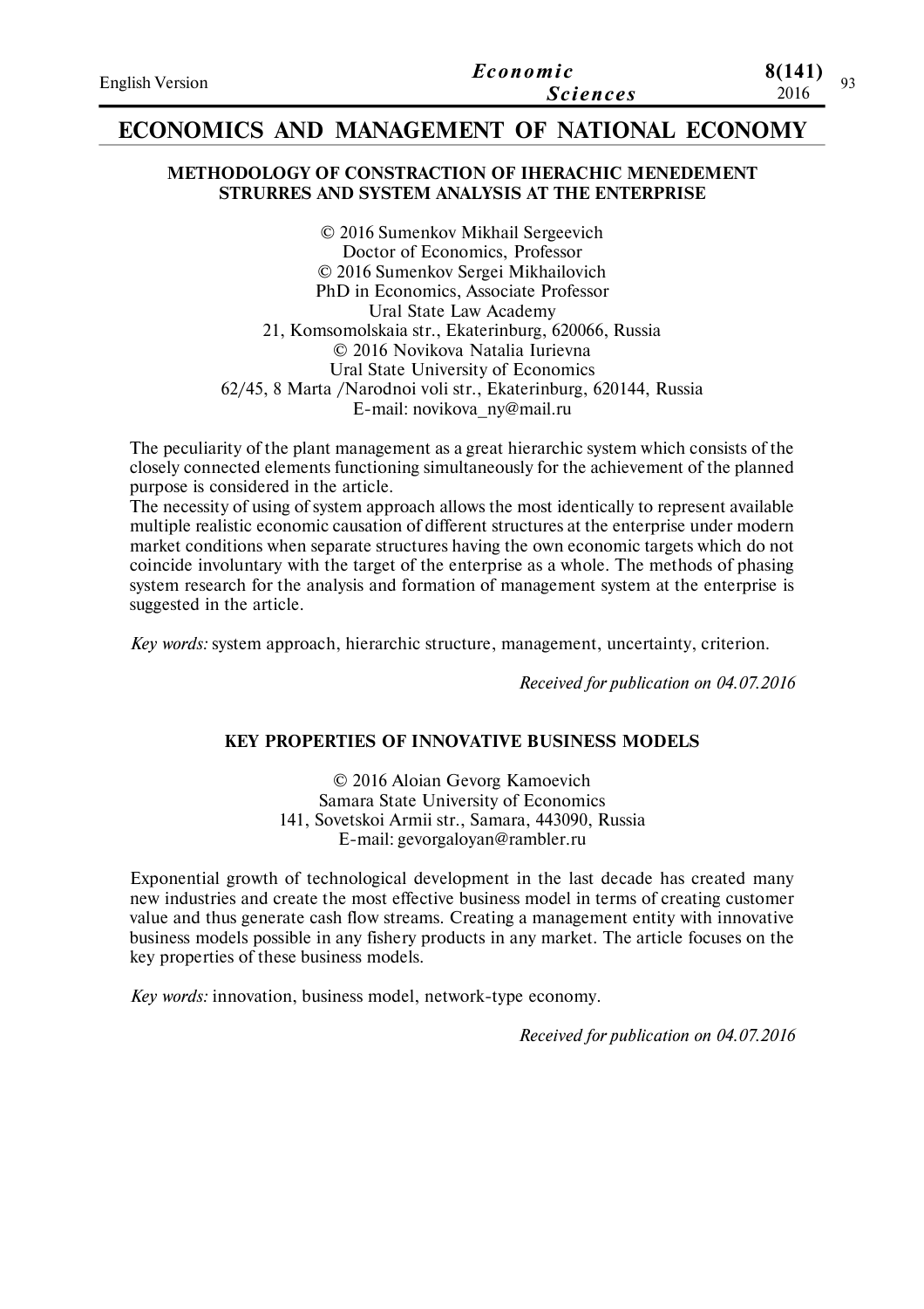# ECONOMICS AND MANAGEMENT OF NATIONAL ECONOMY

## METHODOLOGY OF CONSTRACTION OF IHERACHIC MENEDEMENT STRURRES AND SYSTEM ANALYSIS AT THE ENTERPRISE

© 2016 Sumenkov Mikhail Sergeevich
Doctor of Economics, Professor
© 2016 Sumenkov Sergei Mikhailovich
PhD in Economics, Associate Professor
Ural State Law Academy
21, Komsomolskaia str., Ekaterinburg, 620066, Russia
© 2016 Novikova Natalia Iurievna
Ural State University of Economics
62/45, 8 Marta /Narodnoi voli str., Ekaterinburg, 620144, Russia
E-mail: novikova_ny@mail.ru

The peculiarity of the plant management as a great hierarchic system which consists of the closely connected elements functioning simultaneously for the achievement of the planned purpose is considered in the article.
The necessity of using of system approach allows the most identically to represent available multiple realistic economic causation of different structures at the enterprise under modern market conditions when separate structures having the own economic targets which do not coincide involuntary with the target of the enterprise as a whole. The methods of phasing system research for the analysis and formation of management system at the enterprise is suggested in the article.

*Key words:* system approach, hierarchic structure, management, uncertainty, criterion.

*Received for publication on 04.07.2016*

## KEY PROPERTIES OF INNOVATIVE BUSINESS MODELS

© 2016 Aloian Gevorg Kamoevich
Samara State University of Economics
141, Sovetskoi Armii str., Samara, 443090, Russia
E-mail: gevorgaloyan@rambler.ru

Exponential growth of technological development in the last decade has created many new industries and create the most effective business model in terms of creating customer value and thus generate cash flow streams. Creating a management entity with innovative business models possible in any fishery products in any market. The article focuses on the key properties of these business models.

*Key words:* innovation, business model, network-type economy.

*Received for publication on 04.07.2016*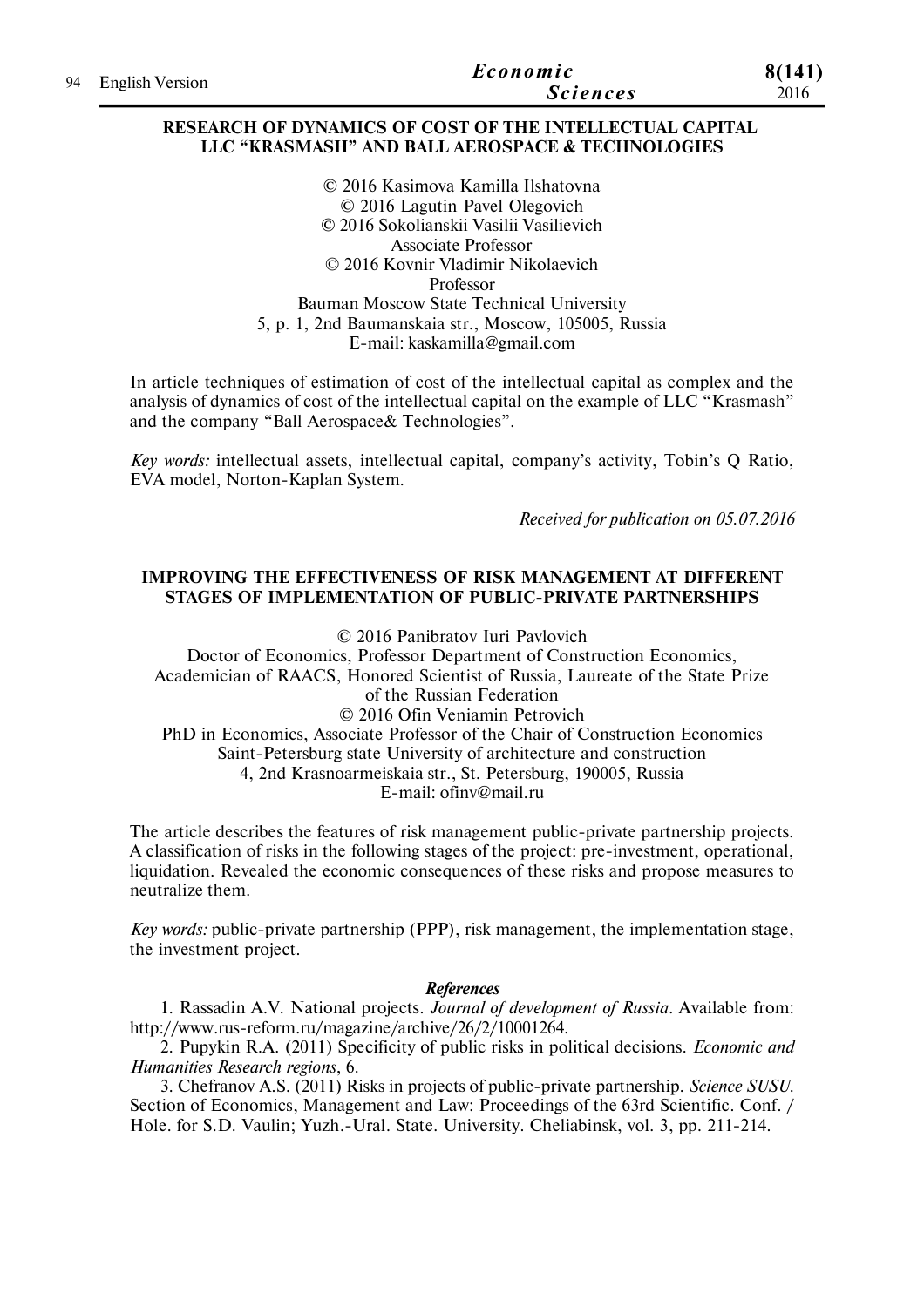## RESEARCH OF DYNAMICS OF COST OF THE INTELLECTUAL CAPITAL LLC "KRASMASH" AND BALL AEROSPACE & TECHNOLOGIES

© 2016 Kasimova Kamilla Ilshatovna
© 2016 Lagutin Pavel Olegovich
© 2016 Sokolianskii Vasilii Vasilievich
Associate Professor
© 2016 Kovnir Vladimir Nikolaevich
Professor
Bauman Moscow State Technical University
5, p. 1, 2nd Baumanskaia str., Moscow, 105005, Russia
E-mail: kaskamilla@gmail.com

In article techniques of estimation of cost of the intellectual capital as complex and the analysis of dynamics of cost of the intellectual capital on the example of LLC "Krasmash" and the company "Ball Aerospace& Technologies".

*Key words:* intellectual assets, intellectual capital, company's activity, Tobin's Q Ratio, EVA model, Norton-Kaplan System.

*Received for publication on 05.07.2016*

## IMPROVING THE EFFECTIVENESS OF RISK MANAGEMENT AT DIFFERENT STAGES OF IMPLEMENTATION OF PUBLIC-PRIVATE PARTNERSHIPS

© 2016 Panibratov Iuri Pavlovich
Doctor of Economics, Professor Department of Construction Economics, Academician of RAACS, Honored Scientist of Russia, Laureate of the State Prize of the Russian Federation
© 2016 Ofin Veniamin Petrovich
PhD in Economics, Associate Professor of the Chair of Construction Economics
Saint-Petersburg state University of architecture and construction
4, 2nd Krasnoarmeiskaia str., St. Petersburg, 190005, Russia
E-mail: ofinv@mail.ru

The article describes the features of risk management public-private partnership projects. A classification of risks in the following stages of the project: pre-investment, operational, liquidation. Revealed the economic consequences of these risks and propose measures to neutralize them.

*Key words:* public-private partnership (PPP), risk management, the implementation stage, the investment project.

### *References*

1. Rassadin A.V. National projects. *Journal of development of Russia*. Available from: http://www.rus-reform.ru/magazine/archive/26/2/10001264.
2. Pupykin R.A. (2011) Specificity of public risks in political decisions. *Economic and Humanities Research regions*, 6.
3. Chefranov A.S. (2011) Risks in projects of public-private partnership. *Science SUSU.* Section of Economics, Management and Law: Proceedings of the 63rd Scientific. Conf. / Hole. for S.D. Vaulin; Yuzh.-Ural. State. University. Cheliabinsk, vol. 3, pp. 211-214.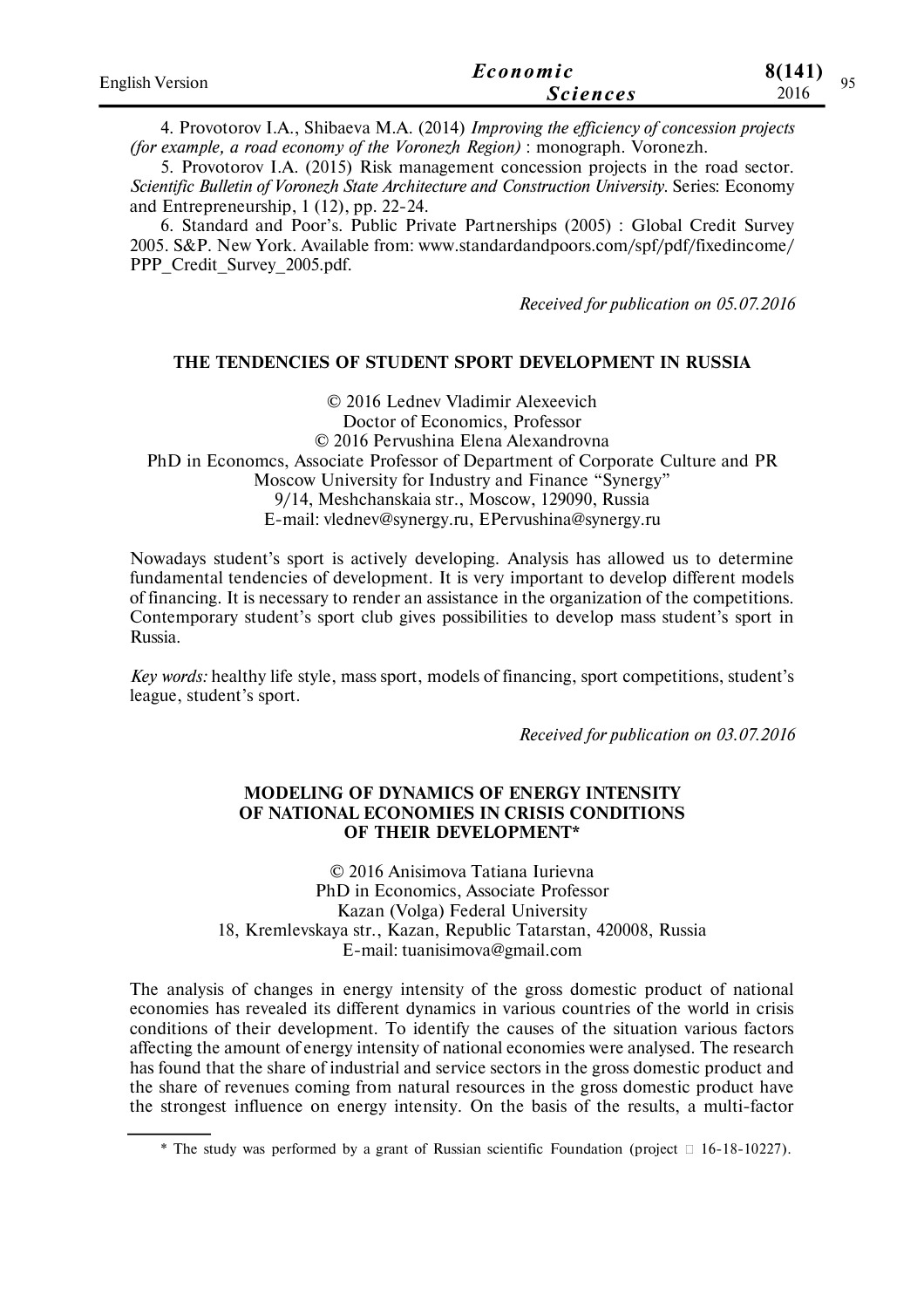4. Provotorov I.A., Shibaeva M.A. (2014) *Improving the efficiency of concession projects (for example, a road economy of the Voronezh Region)* : monograph. Voronezh.

5. Provotorov I.A. (2015) Risk management concession projects in the road sector. *Scientific Bulletin of Voronezh State Architecture and Construction University*. Series: Economy and Entrepreneurship, 1 (12), pp. 22-24.

6. Standard and Poor's. Public Private Partnerships (2005) : Global Credit Survey 2005. S&P. New York. Available from: www.standardandpoors.com/spf/pdf/fixedincome/PPP_Credit_Survey_2005.pdf.

*Received for publication on 05.07.2016*

## THE TENDENCIES OF STUDENT SPORT DEVELOPMENT IN RUSSIA

© 2016 Lednev Vladimir Alexeevich
Doctor of Economics, Professor
© 2016 Pervushina Elena Alexandrovna
PhD in Economcs, Associate Professor of Department of Corporate Culture and PR
Moscow University for Industry and Finance "Synergy"
9/14, Meshchanskaia str., Moscow, 129090, Russia
E-mail: vlednev@synergy.ru, EPervushina@synergy.ru

Nowadays student's sport is actively developing. Analysis has allowed us to determine fundamental tendencies of development. It is very important to develop different models of financing. It is necessary to render an assistance in the organization of the competitions. Contemporary student's sport club gives possibilities to develop mass student's sport in Russia.

*Key words:* healthy life style, mass sport, models of financing, sport competitions, student's league, student's sport.

*Received for publication on 03.07.2016*

## MODELING OF DYNAMICS OF ENERGY INTENSITY OF NATIONAL ECONOMIES IN CRISIS CONDITIONS OF THEIR DEVELOPMENT*

© 2016 Anisimova Tatiana Iurievna
PhD in Economics, Associate Professor
Kazan (Volga) Federal University
18, Kremlevskaya str., Kazan, Republic Tatarstan, 420008, Russia
E-mail: tuanisimova@gmail.com

The analysis of changes in energy intensity of the gross domestic product of national economies has revealed its different dynamics in various countries of the world in crisis conditions of their development. To identify the causes of the situation various factors affecting the amount of energy intensity of national economies were analysed. The research has found that the share of industrial and service sectors in the gross domestic product and the share of revenues coming from natural resources in the gross domestic product have the strongest influence on energy intensity. On the basis of the results, a multi-factor

---

\* The study was performed by a grant of Russian scientific Foundation (project □ 16-18-10227).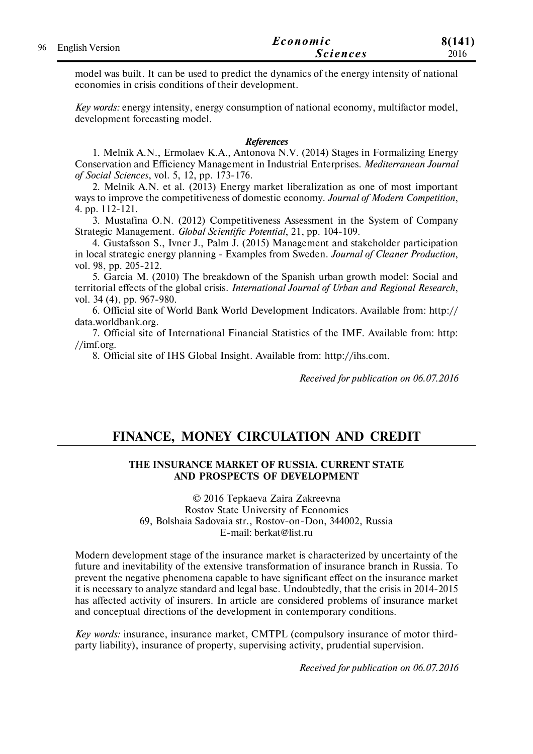model was built. It can be used to predict the dynamics of the energy intensity of national economies in crisis conditions of their development.

*Key words:* energy intensity, energy consumption of national economy, multifactor model, development forecasting model.

***References***

1. Melnik A.N., Ermolaev K.A., Antonova N.V. (2014) Stages in Formalizing Energy Conservation and Efficiency Management in Industrial Enterprises. *Mediterranean Journal of Social Sciences*, vol. 5, 12, pp. 173-176.
2. Melnik A.N. et al. (2013) Energy market liberalization as one of most important ways to improve the competitiveness of domestic economy. *Journal of Modern Competition*, 4. pp. 112-121.
3. Mustafina O.N. (2012) Competitiveness Assessment in the System of Company Strategic Management. *Global Scientific Potential*, 21, pp. 104-109.
4. Gustafsson S., Ivner J., Palm J. (2015) Management and stakeholder participation in local strategic energy planning - Examples from Sweden. *Journal of Cleaner Production*, vol. 98, pp. 205-212.
5. Garcia M. (2010) The breakdown of the Spanish urban growth model: Social and territorial effects of the global crisis. *International Journal of Urban and Regional Research*, vol. 34 (4), pp. 967-980.
6. Official site of World Bank World Development Indicators. Available from: http://data.worldbank.org.
7. Official site of International Financial Statistics of the IMF. Available from: http://imf.org.
8. Official site of IHS Global Insight. Available from: http://ihs.com.

*Received for publication on 06.07.2016*

# FINANCE, MONEY CIRCULATION AND CREDIT

## THE INSURANCE MARKET OF RUSSIA. CURRENT STATE AND PROSPECTS OF DEVELOPMENT

© 2016 Tepkaeva Zaira Zakreevna
Rostov State University of Economics
69, Bolshaia Sadovaia str., Rostov-on-Don, 344002, Russia
E-mail: berkat@list.ru

Modern development stage of the insurance market is characterized by uncertainty of the future and inevitability of the extensive transformation of insurance branch in Russia. To prevent the negative phenomena capable to have significant effect on the insurance market it is necessary to analyze standard and legal base. Undoubtedly, that the crisis in 2014-2015 has affected activity of insurers. In article are considered problems of insurance market and conceptual directions of the development in contemporary conditions.

*Key words:* insurance, insurance market, CMTPL (compulsory insurance of motor third-party liability), insurance of property, supervising activity, prudential supervision.

*Received for publication on 06.07.2016*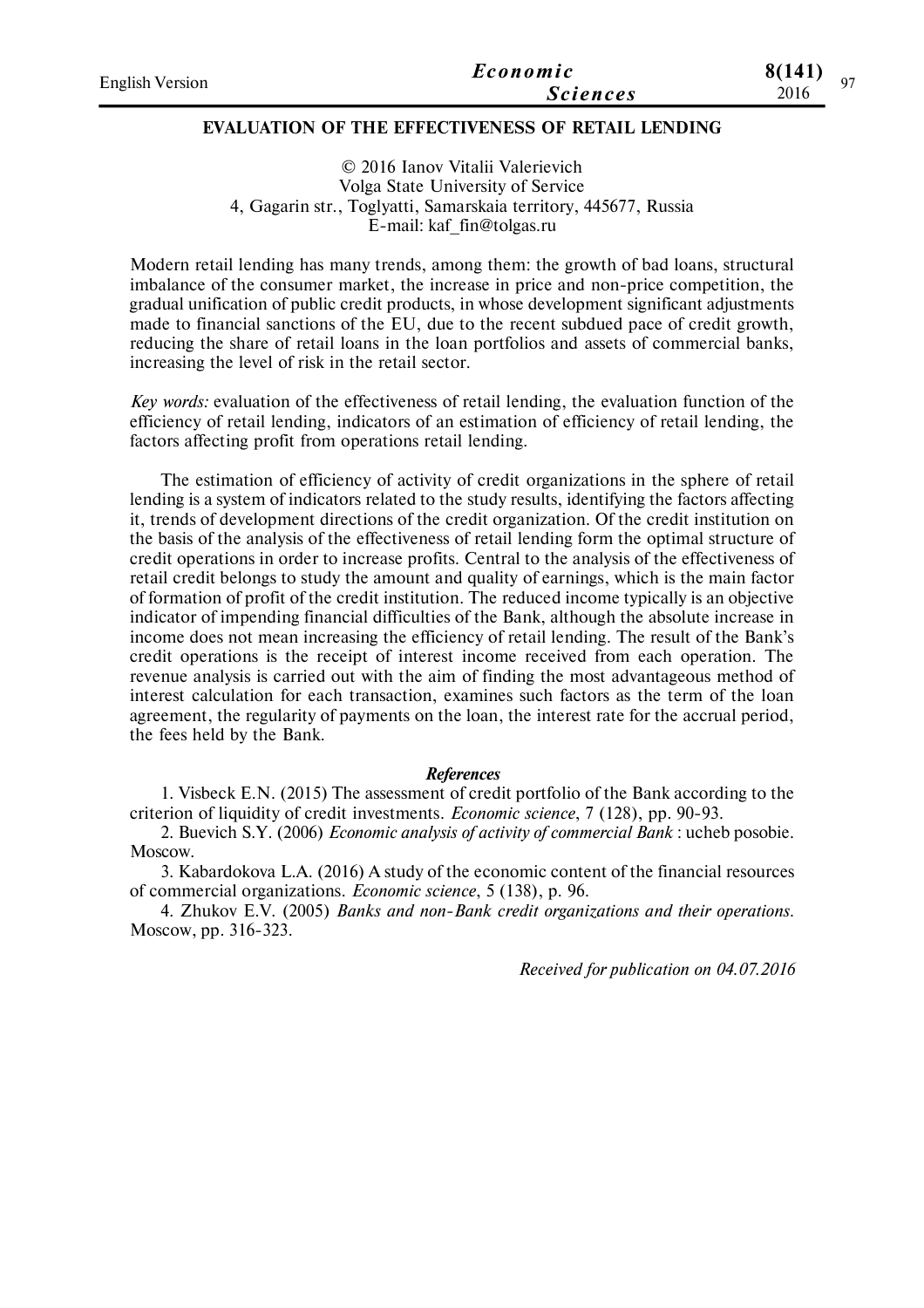## EVALUATION OF THE EFFECTIVENESS OF RETAIL LENDING

© 2016 Ianov Vitalii Valerievich
Volga State University of Service
4, Gagarin str., Toglyatti, Samarskaia territory, 445677, Russia
E-mail: kaf_fin@tolgas.ru

Modern retail lending has many trends, among them: the growth of bad loans, structural imbalance of the consumer market, the increase in price and non-price competition, the gradual unification of public credit products, in whose development significant adjustments made to financial sanctions of the EU, due to the recent subdued pace of credit growth, reducing the share of retail loans in the loan portfolios and assets of commercial banks, increasing the level of risk in the retail sector.

*Key words:* evaluation of the effectiveness of retail lending, the evaluation function of the efficiency of retail lending, indicators of an estimation of efficiency of retail lending, the factors affecting profit from operations retail lending.

The estimation of efficiency of activity of credit organizations in the sphere of retail lending is a system of indicators related to the study results, identifying the factors affecting it, trends of development directions of the credit organization. Of the credit institution on the basis of the analysis of the effectiveness of retail lending form the optimal structure of credit operations in order to increase profits. Central to the analysis of the effectiveness of retail credit belongs to study the amount and quality of earnings, which is the main factor of formation of profit of the credit institution. The reduced income typically is an objective indicator of impending financial difficulties of the Bank, although the absolute increase in income does not mean increasing the efficiency of retail lending. The result of the Bank's credit operations is the receipt of interest income received from each operation. The revenue analysis is carried out with the aim of finding the most advantageous method of interest calculation for each transaction, examines such factors as the term of the loan agreement, the regularity of payments on the loan, the interest rate for the accrual period, the fees held by the Bank.

### *References*

1. Visbeck E.N. (2015) The assessment of credit portfolio of the Bank according to the criterion of liquidity of credit investments. *Economic science*, 7 (128), pp. 90-93.
2. Buevich S.Y. (2006) *Economic analysis of activity of commercial Bank* : ucheb posobie. Moscow.
3. Kabardokova L.A. (2016) A study of the economic content of the financial resources of commercial organizations. *Economic science*, 5 (138), p. 96.
4. Zhukov E.V. (2005) *Banks and non-Bank credit organizations and their operations.* Moscow, pp. 316-323.

*Received for publication on 04.07.2016*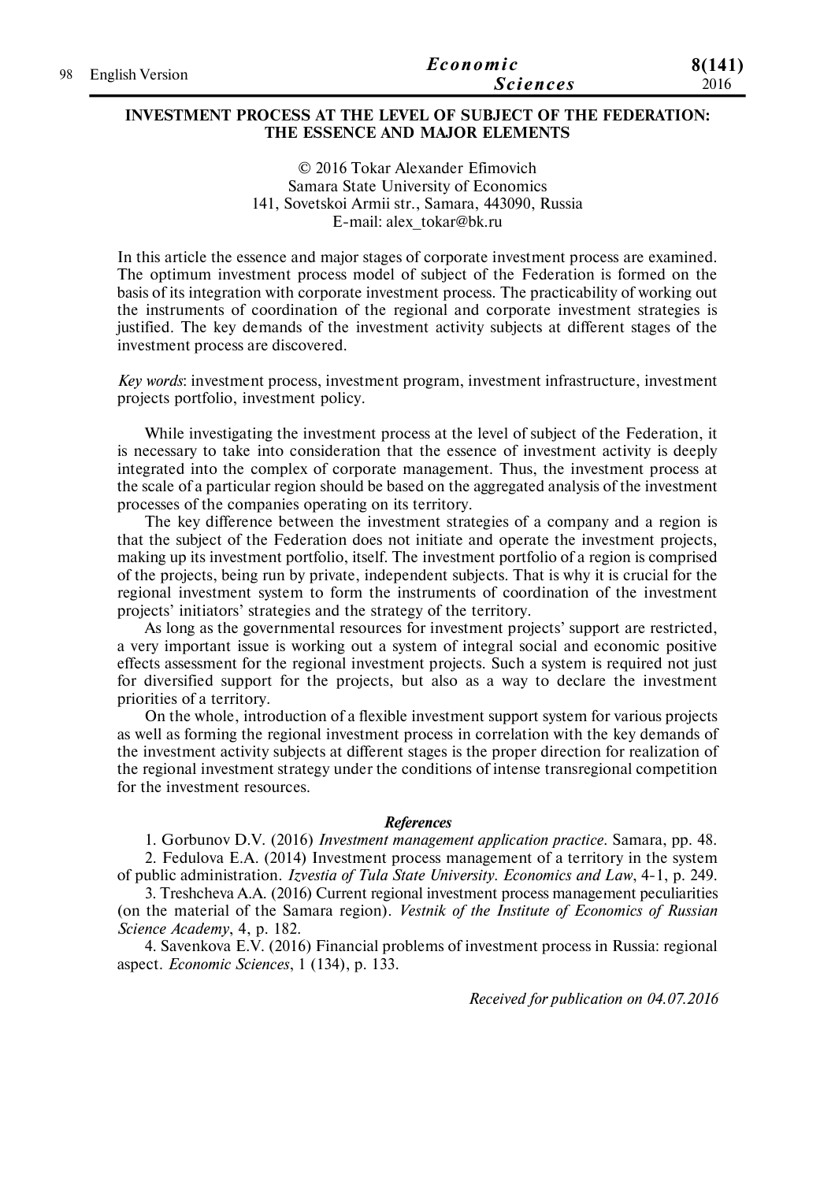# INVESTMENT PROCESS AT THE LEVEL OF SUBJECT OF THE FEDERATION: THE ESSENCE AND MAJOR ELEMENTS

© 2016 Tokar Alexander Efimovich
Samara State University of Economics
141, Sovetskoi Armii str., Samara, 443090, Russia
E-mail: alex_tokar@bk.ru

In this article the essence and major stages of corporate investment process are examined. The optimum investment process model of subject of the Federation is formed on the basis of its integration with corporate investment process. The practicability of working out the instruments of coordination of the regional and corporate investment strategies is justified. The key demands of the investment activity subjects at different stages of the investment process are discovered.

*Key words*: investment process, investment program, investment infrastructure, investment projects portfolio, investment policy.

While investigating the investment process at the level of subject of the Federation, it is necessary to take into consideration that the essence of investment activity is deeply integrated into the complex of corporate management. Thus, the investment process at the scale of a particular region should be based on the aggregated analysis of the investment processes of the companies operating on its territory.

The key difference between the investment strategies of a company and a region is that the subject of the Federation does not initiate and operate the investment projects, making up its investment portfolio, itself. The investment portfolio of a region is comprised of the projects, being run by private, independent subjects. That is why it is crucial for the regional investment system to form the instruments of coordination of the investment projects' initiators' strategies and the strategy of the territory.

As long as the governmental resources for investment projects' support are restricted, a very important issue is working out a system of integral social and economic positive effects assessment for the regional investment projects. Such a system is required not just for diversified support for the projects, but also as a way to declare the investment priorities of a territory.

On the whole, introduction of a flexible investment support system for various projects as well as forming the regional investment process in correlation with the key demands of the investment activity subjects at different stages is the proper direction for realization of the regional investment strategy under the conditions of intense transregional competition for the investment resources.

### References

1. Gorbunov D.V. (2016) *Investment management application practice*. Samara, pp. 48.
2. Fedulova E.A. (2014) Investment process management of a territory in the system of public administration. *Izvestia of Tula State University. Economics and Law*, 4-1, p. 249.
3. Treshcheva A.A. (2016) Current regional investment process management peculiarities (on the material of the Samara region). *Vestnik of the Institute of Economics of Russian Science Academy*, 4, p. 182.
4. Savenkova E.V. (2016) Financial problems of investment process in Russia: regional aspect. *Economic Sciences*, 1 (134), p. 133.

*Received for publication on 04.07.2016*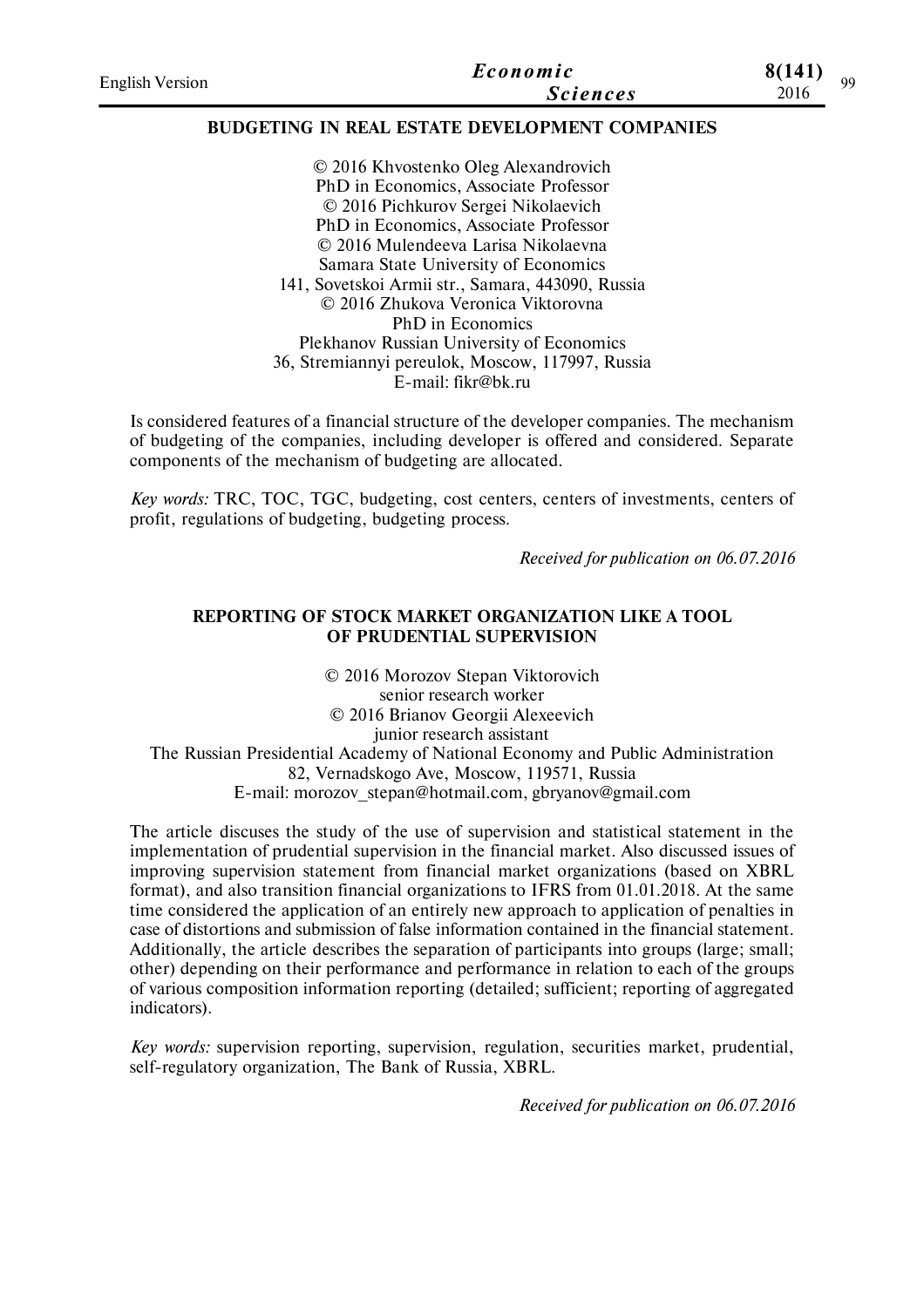## BUDGETING IN REAL ESTATE DEVELOPMENT COMPANIES

© 2016 Khvostenko Oleg Alexandrovich
PhD in Economics, Associate Professor
© 2016 Pichkurov Sergei Nikolaevich
PhD in Economics, Associate Professor
© 2016 Mulendeeva Larisa Nikolaevna
Samara State University of Economics
141, Sovetskoi Armii str., Samara, 443090, Russia
© 2016 Zhukova Veronica Viktorovna
PhD in Economics
Plekhanov Russian University of Economics
36, Stremiannyi pereulok, Moscow, 117997, Russia
E-mail: fikr@bk.ru

Is considered features of a financial structure of the developer companies. The mechanism of budgeting of the companies, including developer is offered and considered. Separate components of the mechanism of budgeting are allocated.

*Key words:* TRC, TOC, TGC, budgeting, cost centers, centers of investments, centers of profit, regulations of budgeting, budgeting process.

*Received for publication on 06.07.2016*

## REPORTING OF STOCK MARKET ORGANIZATION LIKE A TOOL OF PRUDENTIAL SUPERVISION

© 2016 Morozov Stepan Viktorovich
senior research worker
© 2016 Brianov Georgii Alexeevich
junior research assistant
The Russian Presidential Academy of National Economy and Public Administration
82, Vernadskogo Ave, Moscow, 119571, Russia
E-mail: morozov_stepan@hotmail.com, gbryanov@gmail.com

The article discuses the study of the use of supervision and statistical statement in the implementation of prudential supervision in the financial market. Also discussed issues of improving supervision statement from financial market organizations (based on XBRL format), and also transition financial organizations to IFRS from 01.01.2018. At the same time considered the application of an entirely new approach to application of penalties in case of distortions and submission of false information contained in the financial statement. Additionally, the article describes the separation of participants into groups (large; small; other) depending on their performance and performance in relation to each of the groups of various composition information reporting (detailed; sufficient; reporting of aggregated indicators).

*Key words:* supervision reporting, supervision, regulation, securities market, prudential, self-regulatory organization, The Bank of Russia, XBRL.

*Received for publication on 06.07.2016*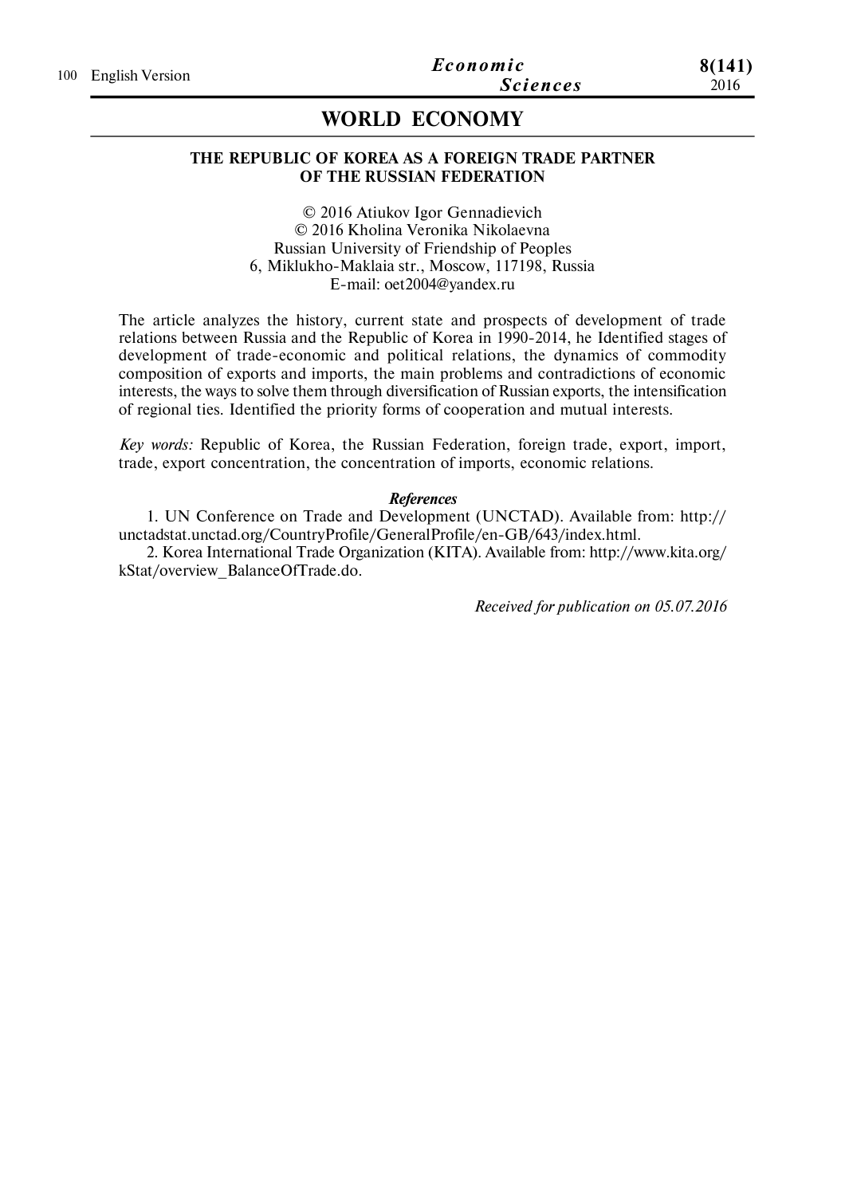## WORLD ECONOMY

### THE REPUBLIC OF KOREA AS A FOREIGN TRADE PARTNER OF THE RUSSIAN FEDERATION

© 2016 Atiukov Igor Gennadievich
© 2016 Kholina Veronika Nikolaevna
Russian University of Friendship of Peoples
6, Miklukho-Maklaia str., Moscow, 117198, Russia
E-mail: oet2004@yandex.ru

The article analyzes the history, current state and prospects of development of trade relations between Russia and the Republic of Korea in 1990-2014, he Identified stages of development of trade-economic and political relations, the dynamics of commodity composition of exports and imports, the main problems and contradictions of economic interests, the ways to solve them through diversification of Russian exports, the intensification of regional ties. Identified the priority forms of cooperation and mutual interests.

*Key words:* Republic of Korea, the Russian Federation, foreign trade, export, import, trade, export concentration, the concentration of imports, economic relations.

***References***

1. UN Conference on Trade and Development (UNCTAD). Available from: http://unctadstat.unctad.org/CountryProfile/GeneralProfile/en-GB/643/index.html.
2. Korea International Trade Organization (KITA). Available from: http://www.kita.org/kStat/overview_BalanceOfTrade.do.

*Received for publication on 05.07.2016*